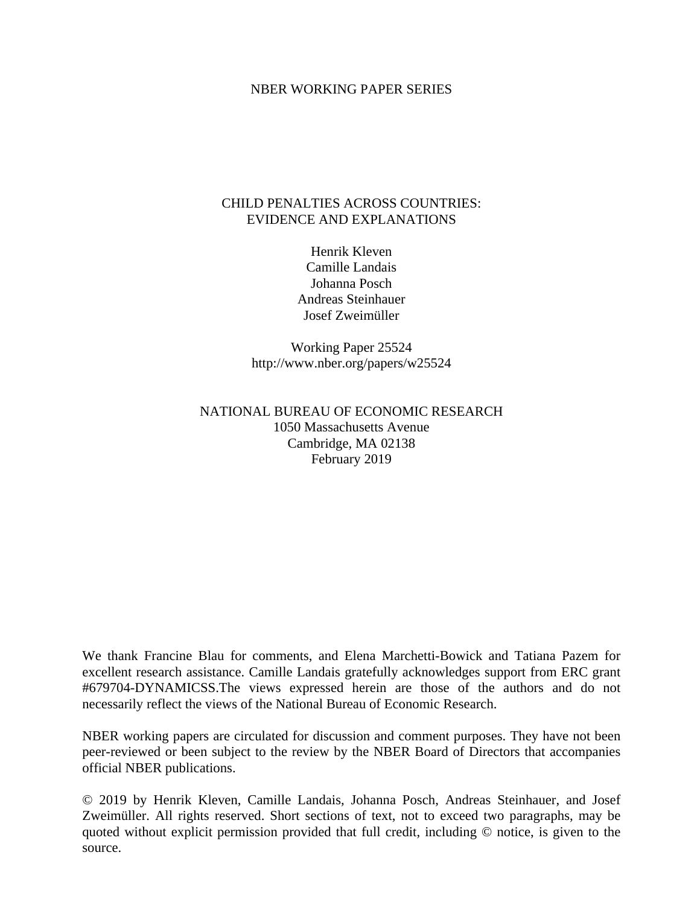NBER WORKING PAPER SERIES

# CHILD PENALTIES ACROSS COUNTRIES: EVIDENCE AND EXPLANATIONS

Henrik Kleven
Camille Landais
Johanna Posch
Andreas Steinhauer
Josef Zweimüller

Working Paper 25524
http://www.nber.org/papers/w25524

NATIONAL BUREAU OF ECONOMIC RESEARCH
1050 Massachusetts Avenue
Cambridge, MA 02138
February 2019

We thank Francine Blau for comments, and Elena Marchetti-Bowick and Tatiana Pazem for excellent research assistance. Camille Landais gratefully acknowledges support from ERC grant #679704-DYNAMICSS.The views expressed herein are those of the authors and do not necessarily reflect the views of the National Bureau of Economic Research.

NBER working papers are circulated for discussion and comment purposes. They have not been peer-reviewed or been subject to the review by the NBER Board of Directors that accompanies official NBER publications.

© 2019 by Henrik Kleven, Camille Landais, Johanna Posch, Andreas Steinhauer, and Josef Zweimüller. All rights reserved. Short sections of text, not to exceed two paragraphs, may be quoted without explicit permission provided that full credit, including © notice, is given to the source.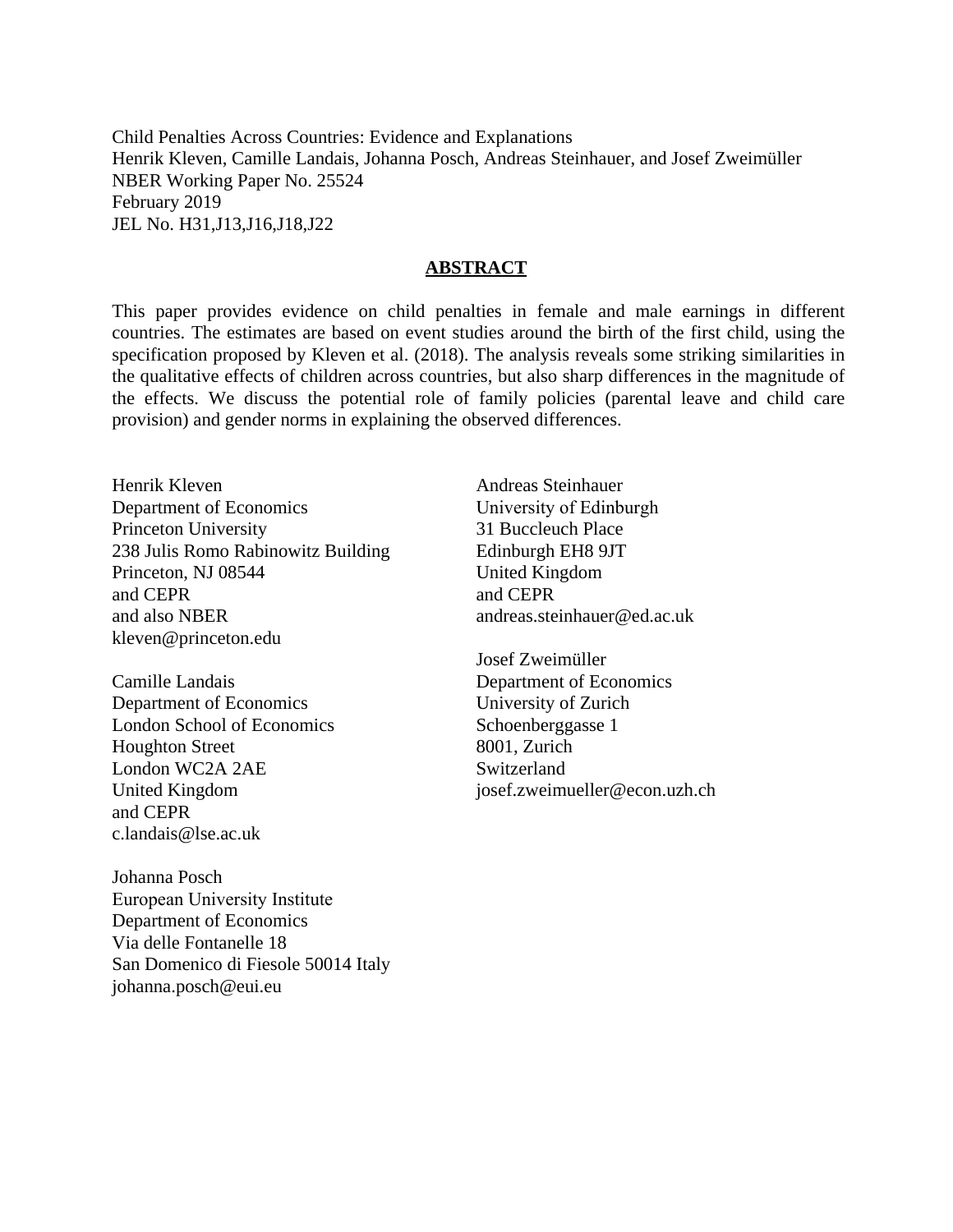Child Penalties Across Countries: Evidence and Explanations
Henrik Kleven, Camille Landais, Johanna Posch, Andreas Steinhauer, and Josef Zweimüller
NBER Working Paper No. 25524
February 2019
JEL No. H31,J13,J16,J18,J22

## ABSTRACT

This paper provides evidence on child penalties in female and male earnings in different countries. The estimates are based on event studies around the birth of the first child, using the specification proposed by Kleven et al. (2018). The analysis reveals some striking similarities in the qualitative effects of children across countries, but also sharp differences in the magnitude of the effects. We discuss the potential role of family policies (parental leave and child care provision) and gender norms in explaining the observed differences.

Henrik Kleven
Department of Economics
Princeton University
238 Julis Romo Rabinowitz Building
Princeton, NJ 08544
and CEPR
and also NBER
kleven@princeton.edu

Camille Landais
Department of Economics
London School of Economics
Houghton Street
London WC2A 2AE
United Kingdom
and CEPR
c.landais@lse.ac.uk

Johanna Posch
European University Institute
Department of Economics
Via delle Fontanelle 18
San Domenico di Fiesole 50014 Italy
johanna.posch@eui.eu

Andreas Steinhauer
University of Edinburgh
31 Buccleuch Place
Edinburgh EH8 9JT
United Kingdom
and CEPR
andreas.steinhauer@ed.ac.uk

Josef Zweimüller
Department of Economics
University of Zurich
Schoenberggasse 1
8001, Zurich
Switzerland
josef.zweimueller@econ.uzh.ch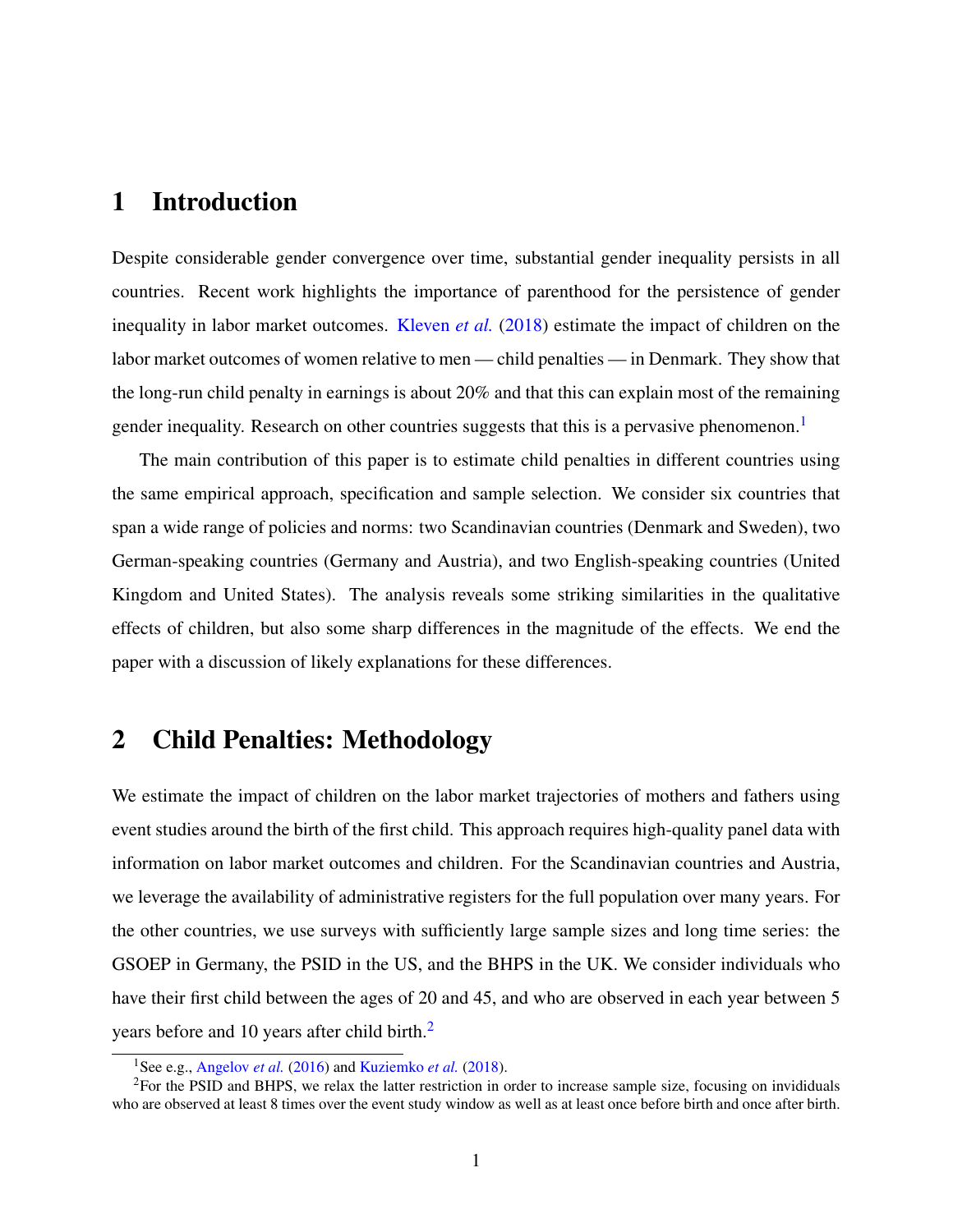# 1 Introduction

Despite considerable gender convergence over time, substantial gender inequality persists in all countries. Recent work highlights the importance of parenthood for the persistence of gender inequality in labor market outcomes. Kleven *et al.* (2018) estimate the impact of children on the labor market outcomes of women relative to men — child penalties — in Denmark. They show that the long-run child penalty in earnings is about 20% and that this can explain most of the remaining gender inequality. Research on other countries suggests that this is a pervasive phenomenon.[1]

The main contribution of this paper is to estimate child penalties in different countries using the same empirical approach, specification and sample selection. We consider six countries that span a wide range of policies and norms: two Scandinavian countries (Denmark and Sweden), two German-speaking countries (Germany and Austria), and two English-speaking countries (United Kingdom and United States). The analysis reveals some striking similarities in the qualitative effects of children, but also some sharp differences in the magnitude of the effects. We end the paper with a discussion of likely explanations for these differences.

# 2 Child Penalties: Methodology

We estimate the impact of children on the labor market trajectories of mothers and fathers using event studies around the birth of the first child. This approach requires high-quality panel data with information on labor market outcomes and children. For the Scandinavian countries and Austria, we leverage the availability of administrative registers for the full population over many years. For the other countries, we use surveys with sufficiently large sample sizes and long time series: the GSOEP in Germany, the PSID in the US, and the BHPS in the UK. We consider individuals who have their first child between the ages of 20 and 45, and who are observed in each year between 5 years before and 10 years after child birth.[2]

---

[1] See e.g., Angelov *et al.* (2016) and Kuziemko *et al.* (2018).

[2] For the PSID and BHPS, we relax the latter restriction in order to increase sample size, focusing on invididuals who are observed at least 8 times over the event study window as well as at least once before birth and once after birth.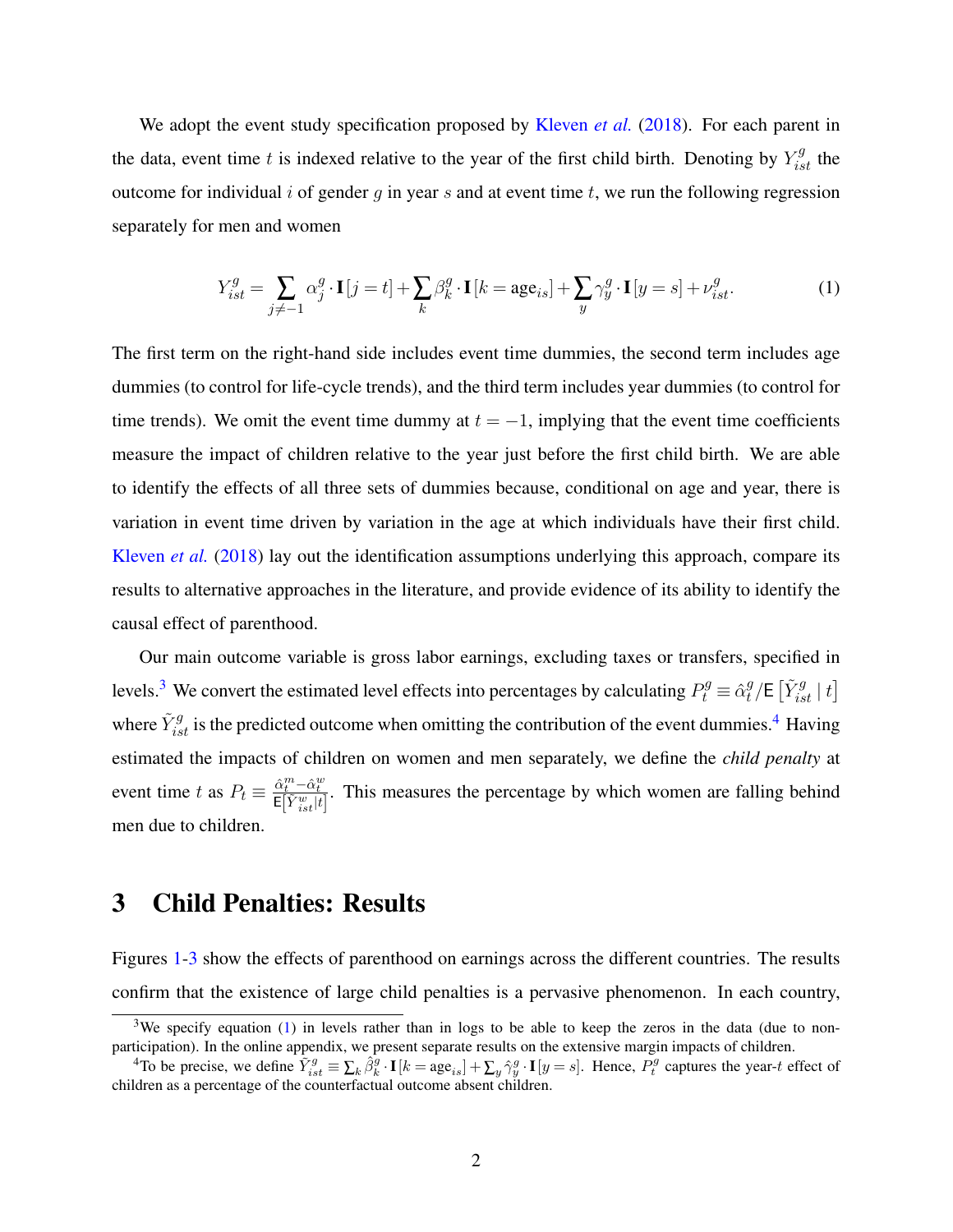We adopt the event study specification proposed by Kleven *et al.* (2018). For each parent in the data, event time $t$ is indexed relative to the year of the first child birth. Denoting by $Y_{ist}^{g}$ the outcome for individual $i$ of gender $g$ in year $s$ and at event time $t$, we run the following regression separately for men and women

$$Y_{ist}^{g} = \sum_{j \neq -1} \alpha_j^g \cdot \mathbf{I}[j = t] + \sum_k \beta_k^g \cdot \mathbf{I}[k = \text{age}_{is}] + \sum_y \gamma_y^g \cdot \mathbf{I}[y = s] + \nu_{ist}^g. \quad (1)$$

The first term on the right-hand side includes event time dummies, the second term includes age dummies (to control for life-cycle trends), and the third term includes year dummies (to control for time trends). We omit the event time dummy at $t = -1$, implying that the event time coefficients measure the impact of children relative to the year just before the first child birth. We are able to identify the effects of all three sets of dummies because, conditional on age and year, there is variation in event time driven by variation in the age at which individuals have their first child. Kleven *et al.* (2018) lay out the identification assumptions underlying this approach, compare its results to alternative approaches in the literature, and provide evidence of its ability to identify the causal effect of parenthood.

Our main outcome variable is gross labor earnings, excluding taxes or transfers, specified in levels.[3] We convert the estimated level effects into percentages by calculating $P_t^g \equiv \hat{\alpha}_t^g / \mathsf{E}\left[\tilde{Y}_{ist}^g \mid t\right]$ where $\tilde{Y}_{ist}^g$ is the predicted outcome when omitting the contribution of the event dummies.[4] Having estimated the impacts of children on women and men separately, we define the *child penalty* at event time $t$ as $P_t \equiv \frac{\hat{\alpha}_t^m - \hat{\alpha}_t^w}{\mathsf{E}\left[\tilde{Y}_{ist}^w \mid t\right]}$. This measures the percentage by which women are falling behind men due to children.

# 3 Child Penalties: Results

Figures 1-3 show the effects of parenthood on earnings across the different countries. The results confirm that the existence of large child penalties is a pervasive phenomenon. In each country,

---

[3] We specify equation (1) in levels rather than in logs to be able to keep the zeros in the data (due to non-participation). In the online appendix, we present separate results on the extensive margin impacts of children.

[4] To be precise, we define $\tilde{Y}_{ist}^g \equiv \sum_k \hat{\beta}_k^g \cdot \mathbf{I}[k = \text{age}_{is}] + \sum_y \hat{\gamma}_y^g \cdot \mathbf{I}[y = s]$. Hence, $P_t^g$ captures the year-$t$ effect of children as a percentage of the counterfactual outcome absent children.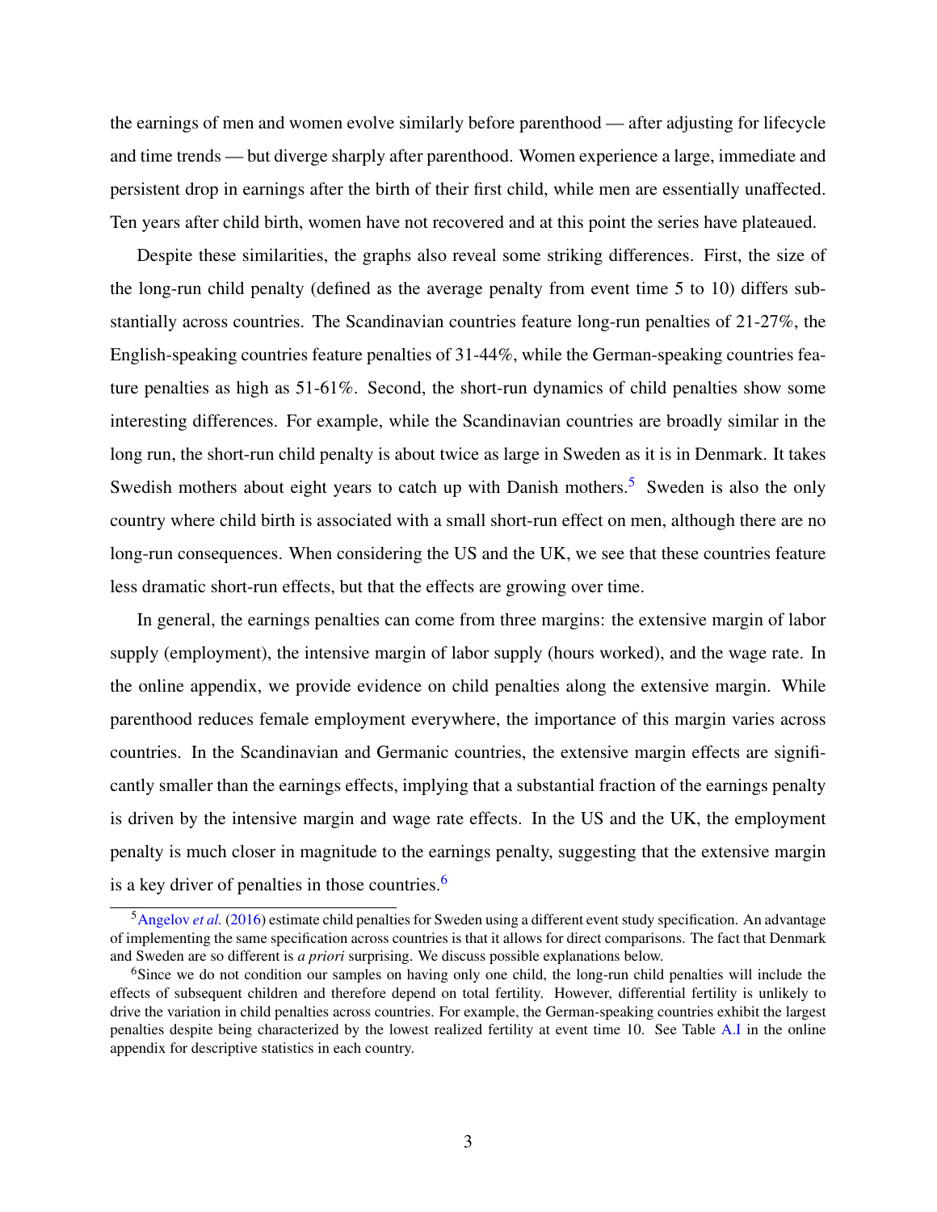the earnings of men and women evolve similarly before parenthood — after adjusting for lifecycle and time trends — but diverge sharply after parenthood. Women experience a large, immediate and persistent drop in earnings after the birth of their first child, while men are essentially unaffected. Ten years after child birth, women have not recovered and at this point the series have plateaued.

Despite these similarities, the graphs also reveal some striking differences. First, the size of the long-run child penalty (defined as the average penalty from event time 5 to 10) differs substantially across countries. The Scandinavian countries feature long-run penalties of 21-27%, the English-speaking countries feature penalties of 31-44%, while the German-speaking countries feature penalties as high as 51-61%. Second, the short-run dynamics of child penalties show some interesting differences. For example, while the Scandinavian countries are broadly similar in the long run, the short-run child penalty is about twice as large in Sweden as it is in Denmark. It takes Swedish mothers about eight years to catch up with Danish mothers.[5] Sweden is also the only country where child birth is associated with a small short-run effect on men, although there are no long-run consequences. When considering the US and the UK, we see that these countries feature less dramatic short-run effects, but that the effects are growing over time.

In general, the earnings penalties can come from three margins: the extensive margin of labor supply (employment), the intensive margin of labor supply (hours worked), and the wage rate. In the online appendix, we provide evidence on child penalties along the extensive margin. While parenthood reduces female employment everywhere, the importance of this margin varies across countries. In the Scandinavian and Germanic countries, the extensive margin effects are significantly smaller than the earnings effects, implying that a substantial fraction of the earnings penalty is driven by the intensive margin and wage rate effects. In the US and the UK, the employment penalty is much closer in magnitude to the earnings penalty, suggesting that the extensive margin is a key driver of penalties in those countries.[6]

[5] Angelov *et al.* (2016) estimate child penalties for Sweden using a different event study specification. An advantage of implementing the same specification across countries is that it allows for direct comparisons. The fact that Denmark and Sweden are so different is *a priori* surprising. We discuss possible explanations below.

[6] Since we do not condition our samples on having only one child, the long-run child penalties will include the effects of subsequent children and therefore depend on total fertility. However, differential fertility is unlikely to drive the variation in child penalties across countries. For example, the German-speaking countries exhibit the largest penalties despite being characterized by the lowest realized fertility at event time 10. See Table A.I in the online appendix for descriptive statistics in each country.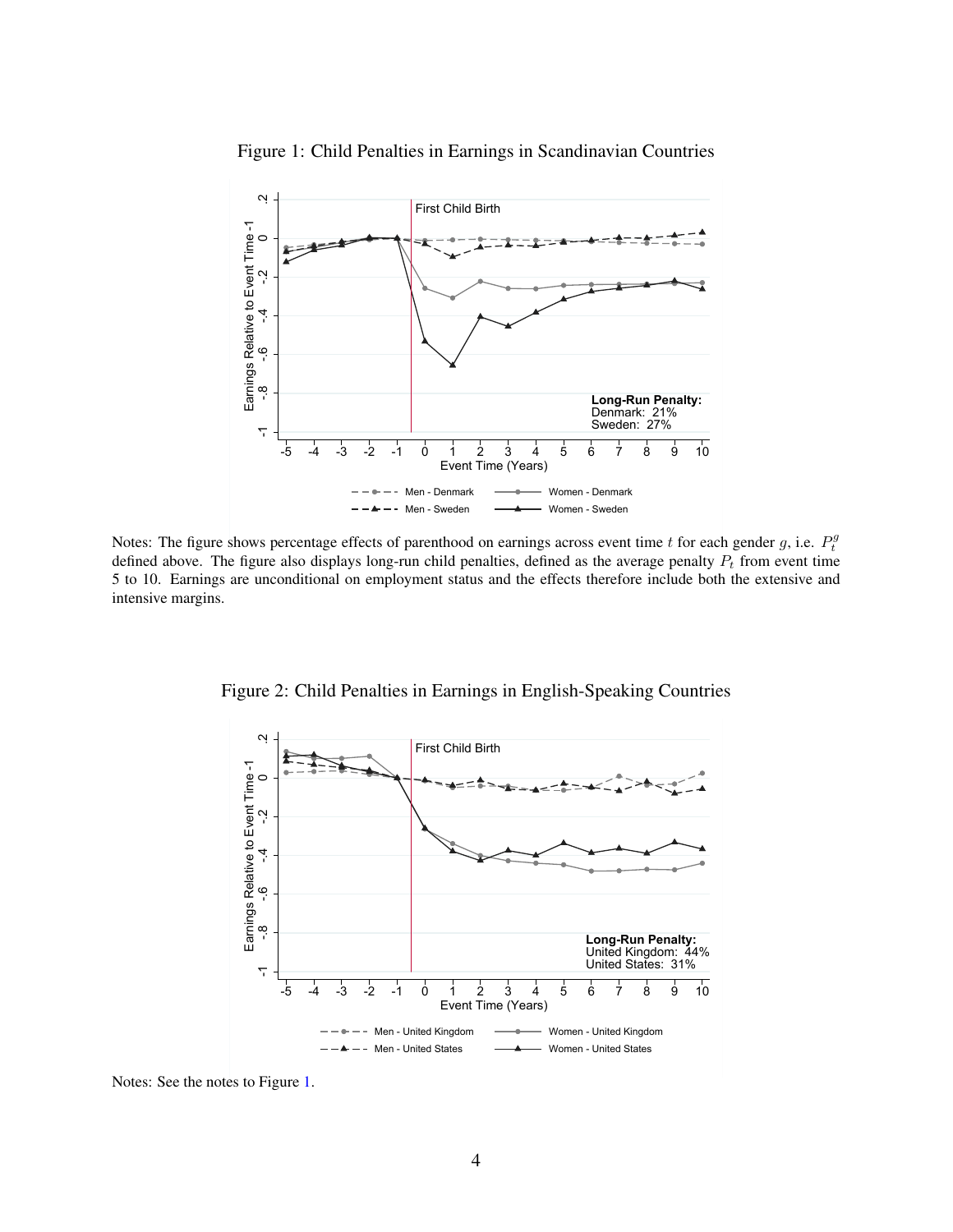Figure 1: Child Penalties in Earnings in Scandinavian Countries

Notes: The figure shows percentage effects of parenthood on earnings across event time $t$ for each gender $g$, i.e. $P_t^g$ defined above. The figure also displays long-run child penalties, defined as the average penalty $P_t$ from event time 5 to 10. Earnings are unconditional on employment status and the effects therefore include both the extensive and intensive margins.

Figure 2: Child Penalties in Earnings in English-Speaking Countries

Notes: See the notes to Figure 1.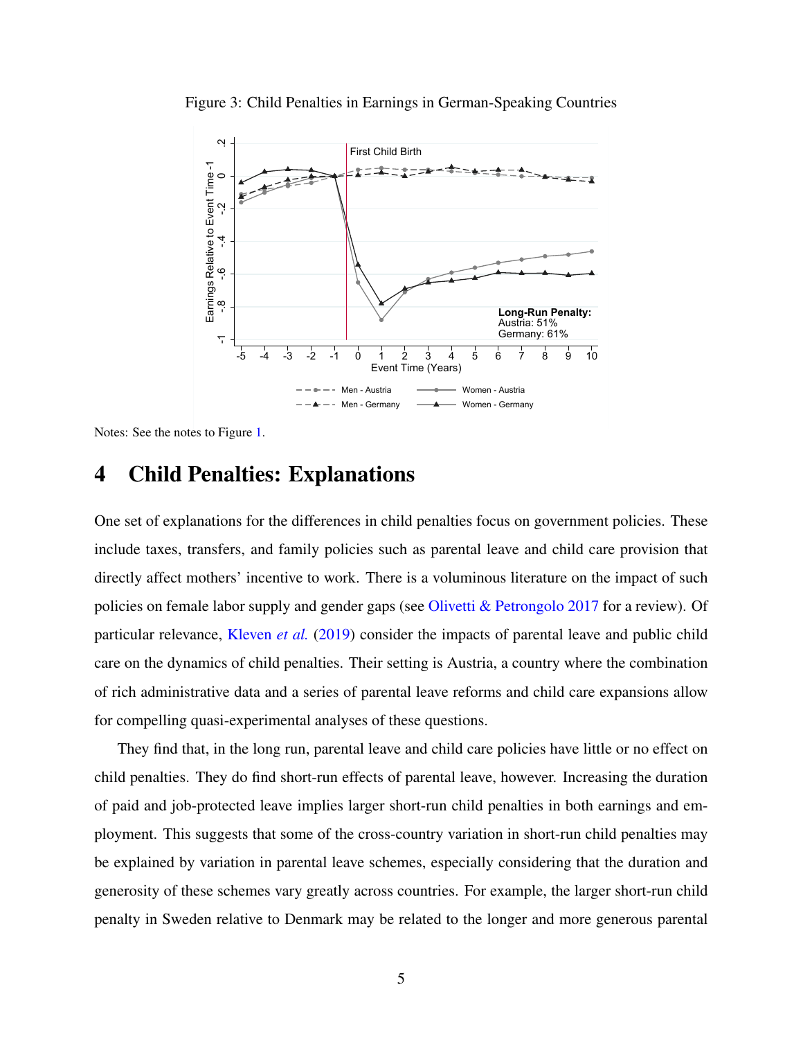Figure 3: Child Penalties in Earnings in German-Speaking Countries

Notes: See the notes to Figure 1.

# 4 Child Penalties: Explanations

One set of explanations for the differences in child penalties focus on government policies. These include taxes, transfers, and family policies such as parental leave and child care provision that directly affect mothers' incentive to work. There is a voluminous literature on the impact of such policies on female labor supply and gender gaps (see Olivetti & Petrongolo 2017 for a review). Of particular relevance, Kleven *et al.* (2019) consider the impacts of parental leave and public child care on the dynamics of child penalties. Their setting is Austria, a country where the combination of rich administrative data and a series of parental leave reforms and child care expansions allow for compelling quasi-experimental analyses of these questions.

They find that, in the long run, parental leave and child care policies have little or no effect on child penalties. They do find short-run effects of parental leave, however. Increasing the duration of paid and job-protected leave implies larger short-run child penalties in both earnings and employment. This suggests that some of the cross-country variation in short-run child penalties may be explained by variation in parental leave schemes, especially considering that the duration and generosity of these schemes vary greatly across countries. For example, the larger short-run child penalty in Sweden relative to Denmark may be related to the longer and more generous parental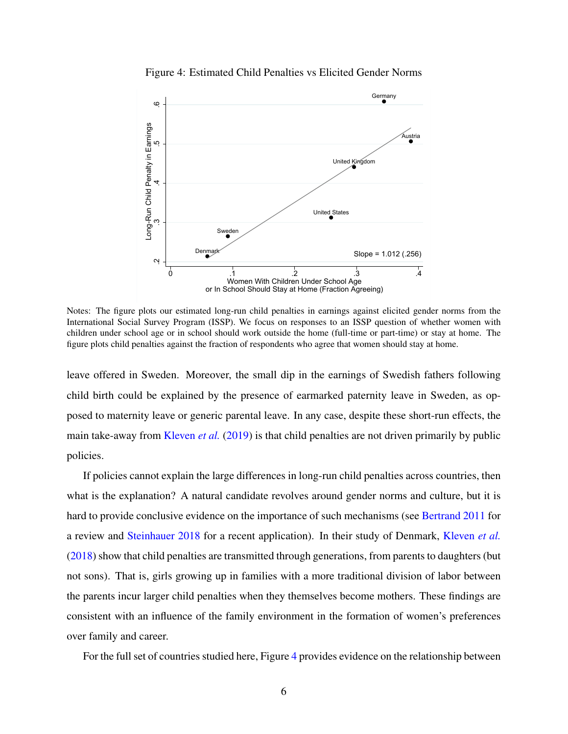Figure 4: Estimated Child Penalties vs Elicited Gender Norms

Notes: The figure plots our estimated long-run child penalties in earnings against elicited gender norms from the International Social Survey Program (ISSP). We focus on responses to an ISSP question of whether women with children under school age or in school should work outside the home (full-time or part-time) or stay at home. The figure plots child penalties against the fraction of respondents who agree that women should stay at home.

leave offered in Sweden. Moreover, the small dip in the earnings of Swedish fathers following child birth could be explained by the presence of earmarked paternity leave in Sweden, as opposed to maternity leave or generic parental leave. In any case, despite these short-run effects, the main take-away from Kleven *et al.* (2019) is that child penalties are not driven primarily by public policies.

If policies cannot explain the large differences in long-run child penalties across countries, then what is the explanation? A natural candidate revolves around gender norms and culture, but it is hard to provide conclusive evidence on the importance of such mechanisms (see Bertrand 2011 for a review and Steinhauer 2018 for a recent application). In their study of Denmark, Kleven *et al.* (2018) show that child penalties are transmitted through generations, from parents to daughters (but not sons). That is, girls growing up in families with a more traditional division of labor between the parents incur larger child penalties when they themselves become mothers. These findings are consistent with an influence of the family environment in the formation of women's preferences over family and career.

For the full set of countries studied here, Figure 4 provides evidence on the relationship between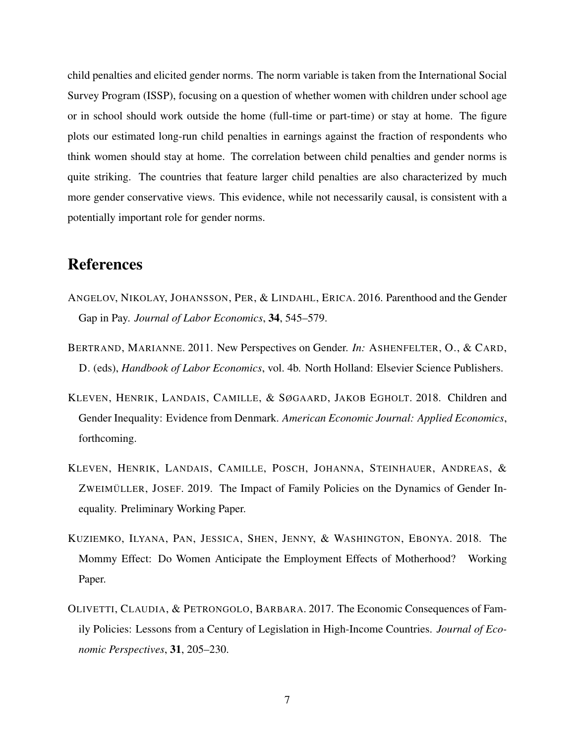child penalties and elicited gender norms. The norm variable is taken from the International Social Survey Program (ISSP), focusing on a question of whether women with children under school age or in school should work outside the home (full-time or part-time) or stay at home. The figure plots our estimated long-run child penalties in earnings against the fraction of respondents who think women should stay at home. The correlation between child penalties and gender norms is quite striking. The countries that feature larger child penalties are also characterized by much more gender conservative views. This evidence, while not necessarily causal, is consistent with a potentially important role for gender norms.

# References

ANGELOV, NIKOLAY, JOHANSSON, PER, & LINDAHL, ERICA. 2016. Parenthood and the Gender Gap in Pay. *Journal of Labor Economics*, **34**, 545–579.

BERTRAND, MARIANNE. 2011. New Perspectives on Gender. *In:* ASHENFELTER, O., & CARD, D. (eds), *Handbook of Labor Economics*, vol. 4b. North Holland: Elsevier Science Publishers.

KLEVEN, HENRIK, LANDAIS, CAMILLE, & SØGAARD, JAKOB EGHOLT. 2018. Children and Gender Inequality: Evidence from Denmark. *American Economic Journal: Applied Economics*, forthcoming.

KLEVEN, HENRIK, LANDAIS, CAMILLE, POSCH, JOHANNA, STEINHAUER, ANDREAS, & ZWEIMÜLLER, JOSEF. 2019. The Impact of Family Policies on the Dynamics of Gender Inequality. Preliminary Working Paper.

KUZIEMKO, ILYANA, PAN, JESSICA, SHEN, JENNY, & WASHINGTON, EBONYA. 2018. The Mommy Effect: Do Women Anticipate the Employment Effects of Motherhood? Working Paper.

OLIVETTI, CLAUDIA, & PETRONGOLO, BARBARA. 2017. The Economic Consequences of Family Policies: Lessons from a Century of Legislation in High-Income Countries. *Journal of Economic Perspectives*, **31**, 205–230.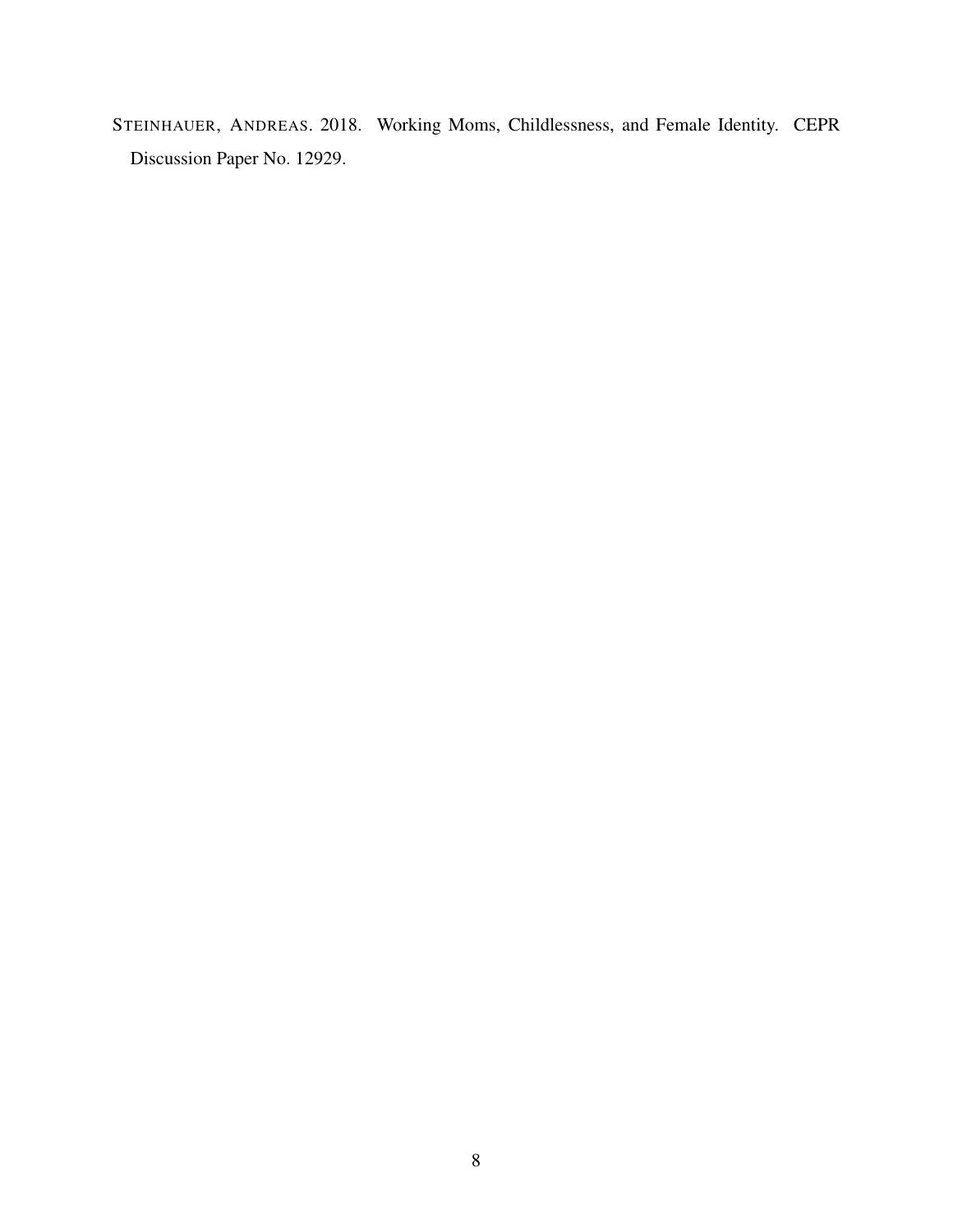STEINHAUER, ANDREAS. 2018. Working Moms, Childlessness, and Female Identity. CEPR Discussion Paper No. 12929.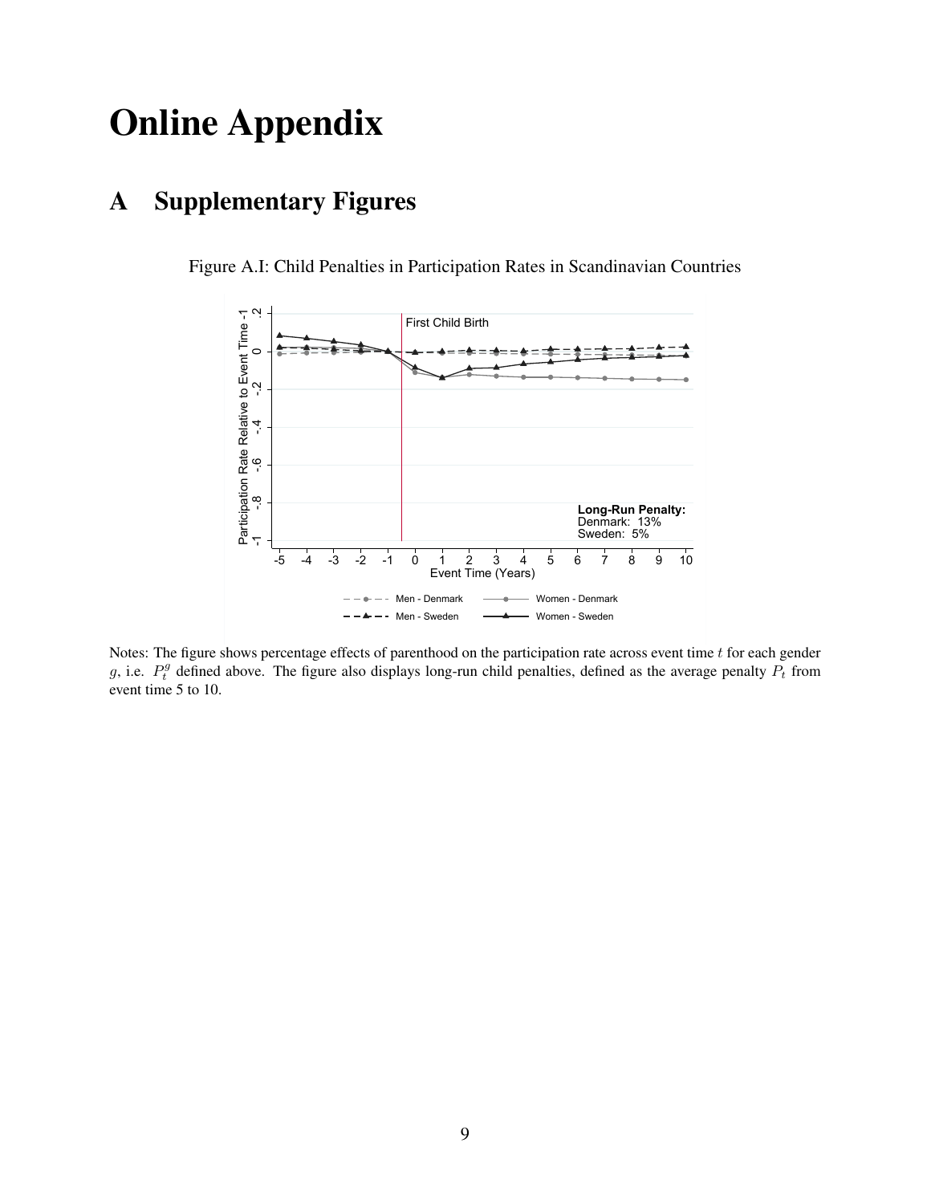# Online Appendix

## A Supplementary Figures

Figure A.I: Child Penalties in Participation Rates in Scandinavian Countries

Notes: The figure shows percentage effects of parenthood on the participation rate across event time $t$ for each gender $g$, i.e. $P_t^g$ defined above. The figure also displays long-run child penalties, defined as the average penalty $P_t$ from event time 5 to 10.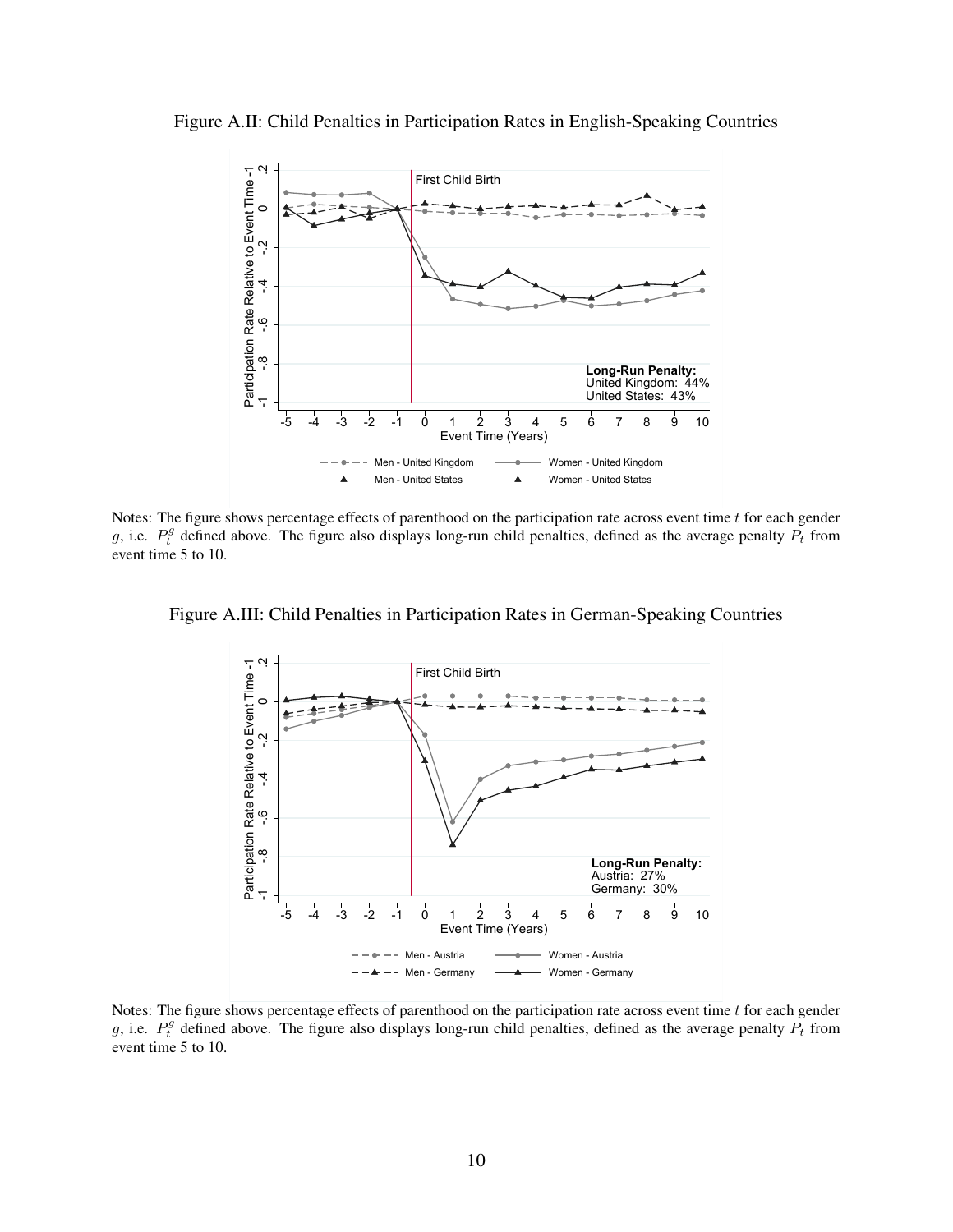Figure A.II: Child Penalties in Participation Rates in English-Speaking Countries

Notes: The figure shows percentage effects of parenthood on the participation rate across event time $t$ for each gender $g$, i.e. $P_t^g$ defined above. The figure also displays long-run child penalties, defined as the average penalty $P_t$ from event time 5 to 10.

Figure A.III: Child Penalties in Participation Rates in German-Speaking Countries

Notes: The figure shows percentage effects of parenthood on the participation rate across event time $t$ for each gender $g$, i.e. $P_t^g$ defined above. The figure also displays long-run child penalties, defined as the average penalty $P_t$ from event time 5 to 10.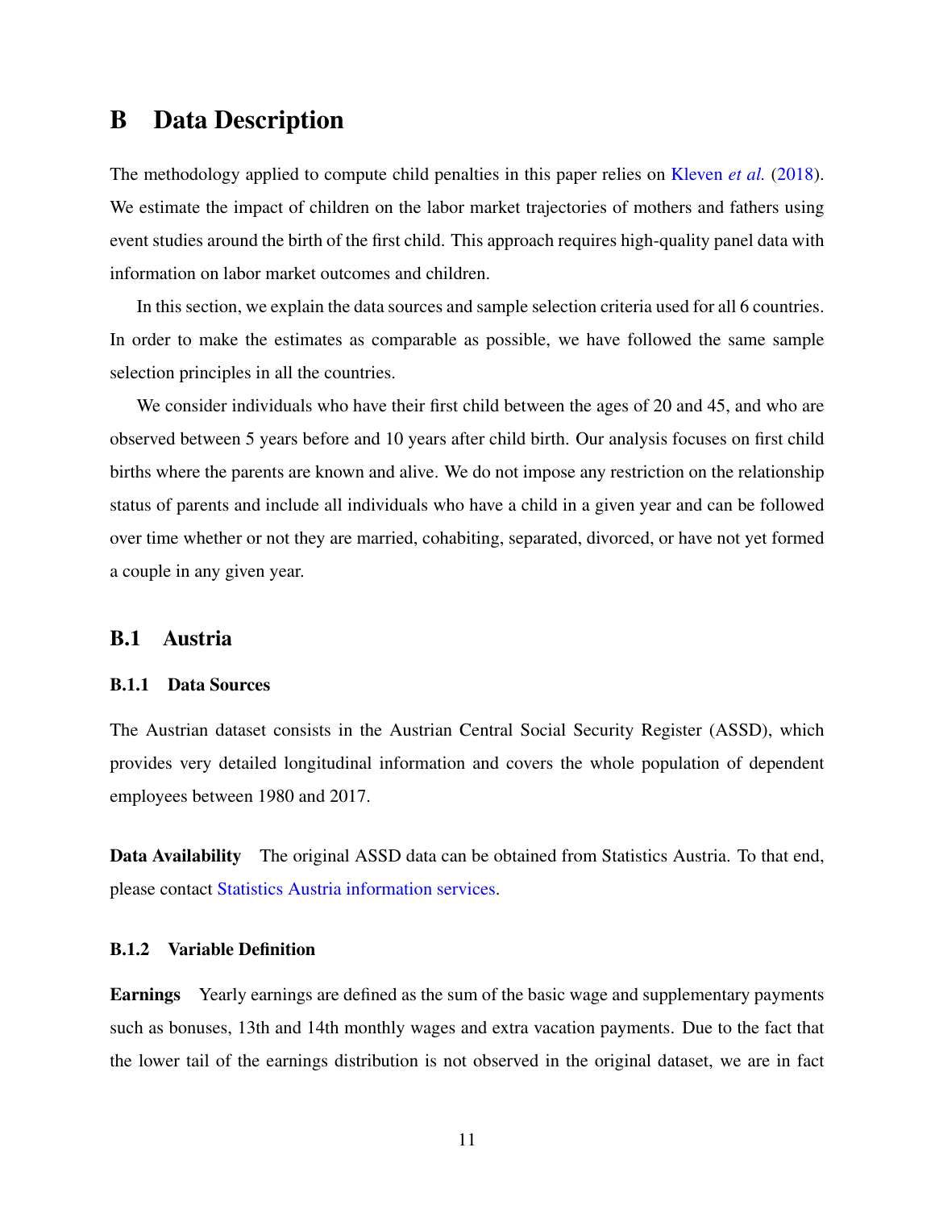# B Data Description

The methodology applied to compute child penalties in this paper relies on Kleven *et al.* (2018). We estimate the impact of children on the labor market trajectories of mothers and fathers using event studies around the birth of the first child. This approach requires high-quality panel data with information on labor market outcomes and children.

In this section, we explain the data sources and sample selection criteria used for all 6 countries. In order to make the estimates as comparable as possible, we have followed the same sample selection principles in all the countries.

We consider individuals who have their first child between the ages of 20 and 45, and who are observed between 5 years before and 10 years after child birth. Our analysis focuses on first child births where the parents are known and alive. We do not impose any restriction on the relationship status of parents and include all individuals who have a child in a given year and can be followed over time whether or not they are married, cohabiting, separated, divorced, or have not yet formed a couple in any given year.

## B.1 Austria

### B.1.1 Data Sources

The Austrian dataset consists in the Austrian Central Social Security Register (ASSD), which provides very detailed longitudinal information and covers the whole population of dependent employees between 1980 and 2017.

**Data Availability** The original ASSD data can be obtained from Statistics Austria. To that end, please contact Statistics Austria information services.

### B.1.2 Variable Definition

**Earnings** Yearly earnings are defined as the sum of the basic wage and supplementary payments such as bonuses, 13th and 14th monthly wages and extra vacation payments. Due to the fact that the lower tail of the earnings distribution is not observed in the original dataset, we are in fact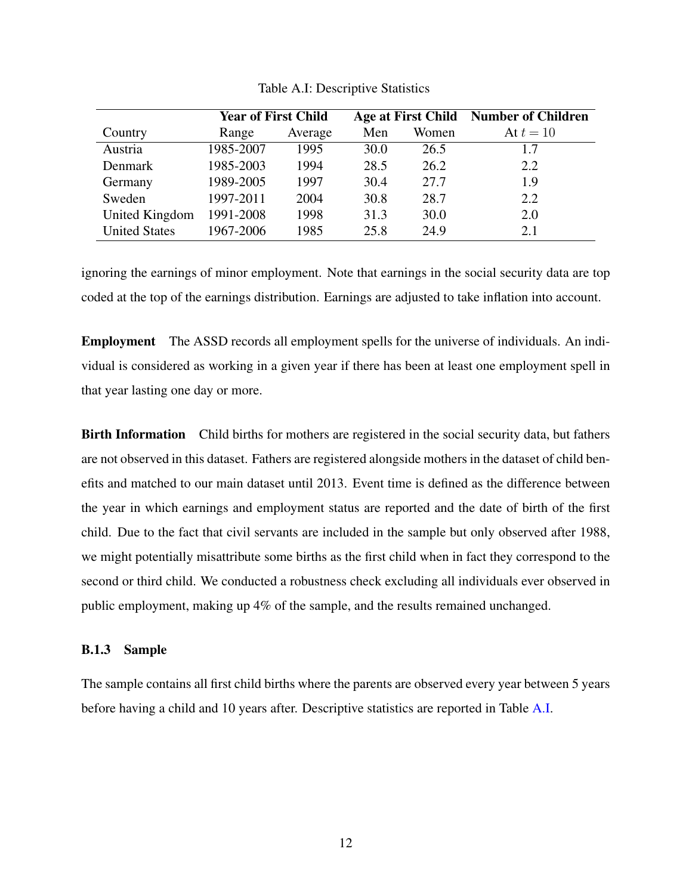Table A.I: Descriptive Statistics

| Country | Year of First Child | | Age at First Child | | Number of Children |
|---|---|---|---|---|---|
| | Range | Average | Men | Women | At $t = 10$ |
| Austria | 1985-2007 | 1995 | 30.0 | 26.5 | 1.7 |
| Denmark | 1985-2003 | 1994 | 28.5 | 26.2 | 2.2 |
| Germany | 1989-2005 | 1997 | 30.4 | 27.7 | 1.9 |
| Sweden | 1997-2011 | 2004 | 30.8 | 28.7 | 2.2 |
| United Kingdom | 1991-2008 | 1998 | 31.3 | 30.0 | 2.0 |
| United States | 1967-2006 | 1985 | 25.8 | 24.9 | 2.1 |

ignoring the earnings of minor employment. Note that earnings in the social security data are top coded at the top of the earnings distribution. Earnings are adjusted to take inflation into account.

**Employment** The ASSD records all employment spells for the universe of individuals. An individual is considered as working in a given year if there has been at least one employment spell in that year lasting one day or more.

**Birth Information** Child births for mothers are registered in the social security data, but fathers are not observed in this dataset. Fathers are registered alongside mothers in the dataset of child benefits and matched to our main dataset until 2013. Event time is defined as the difference between the year in which earnings and employment status are reported and the date of birth of the first child. Due to the fact that civil servants are included in the sample but only observed after 1988, we might potentially misattribute some births as the first child when in fact they correspond to the second or third child. We conducted a robustness check excluding all individuals ever observed in public employment, making up 4% of the sample, and the results remained unchanged.

### B.1.3 Sample

The sample contains all first child births where the parents are observed every year between 5 years before having a child and 10 years after. Descriptive statistics are reported in Table A.I.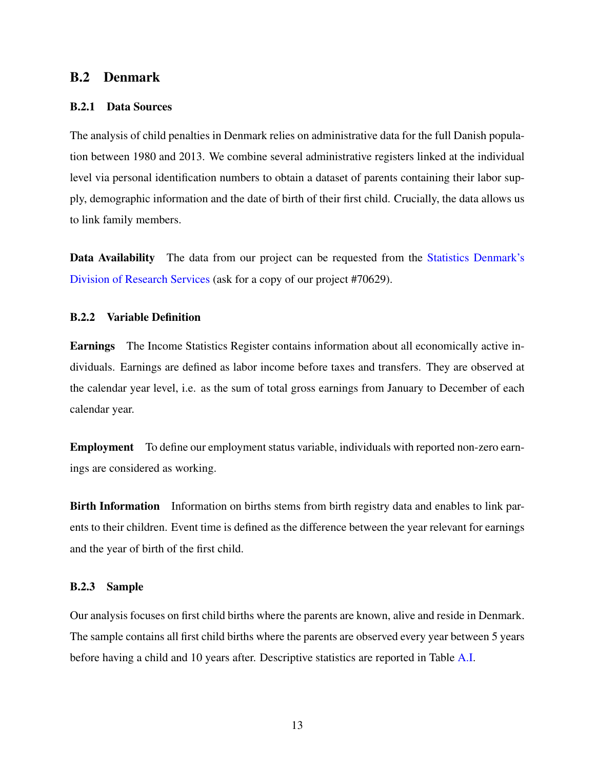## B.2 Denmark

### B.2.1 Data Sources

The analysis of child penalties in Denmark relies on administrative data for the full Danish population between 1980 and 2013. We combine several administrative registers linked at the individual level via personal identification numbers to obtain a dataset of parents containing their labor supply, demographic information and the date of birth of their first child. Crucially, the data allows us to link family members.

**Data Availability** The data from our project can be requested from the Statistics Denmark's Division of Research Services (ask for a copy of our project #70629).

### B.2.2 Variable Definition

**Earnings** The Income Statistics Register contains information about all economically active individuals. Earnings are defined as labor income before taxes and transfers. They are observed at the calendar year level, i.e. as the sum of total gross earnings from January to December of each calendar year.

**Employment** To define our employment status variable, individuals with reported non-zero earnings are considered as working.

**Birth Information** Information on births stems from birth registry data and enables to link parents to their children. Event time is defined as the difference between the year relevant for earnings and the year of birth of the first child.

### B.2.3 Sample

Our analysis focuses on first child births where the parents are known, alive and reside in Denmark. The sample contains all first child births where the parents are observed every year between 5 years before having a child and 10 years after. Descriptive statistics are reported in Table A.I.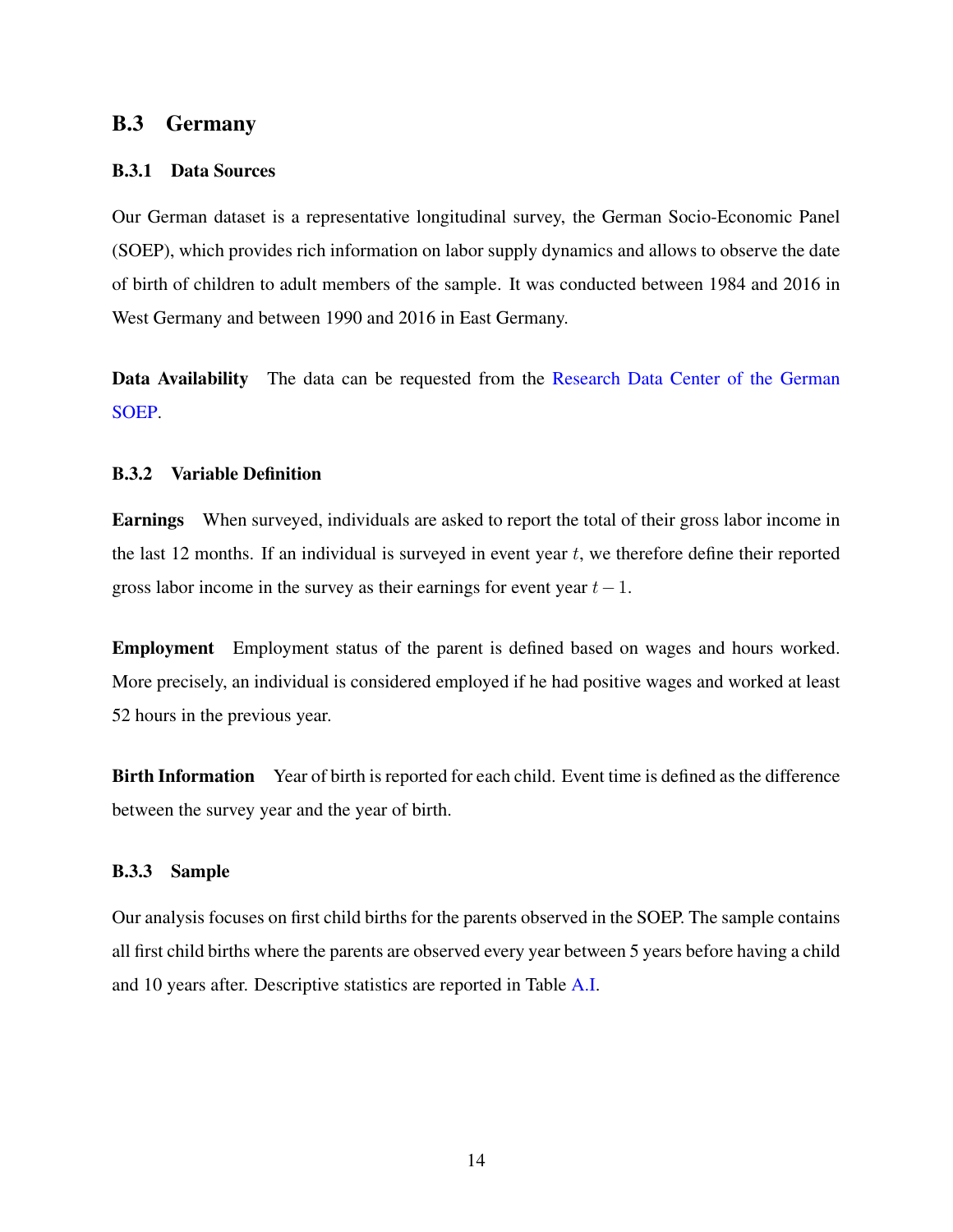## B.3 Germany

### B.3.1 Data Sources

Our German dataset is a representative longitudinal survey, the German Socio-Economic Panel (SOEP), which provides rich information on labor supply dynamics and allows to observe the date of birth of children to adult members of the sample. It was conducted between 1984 and 2016 in West Germany and between 1990 and 2016 in East Germany.

**Data Availability** The data can be requested from the Research Data Center of the German SOEP.

### B.3.2 Variable Definition

**Earnings** When surveyed, individuals are asked to report the total of their gross labor income in the last 12 months. If an individual is surveyed in event year $t$, we therefore define their reported gross labor income in the survey as their earnings for event year $t-1$.

**Employment** Employment status of the parent is defined based on wages and hours worked. More precisely, an individual is considered employed if he had positive wages and worked at least 52 hours in the previous year.

**Birth Information** Year of birth is reported for each child. Event time is defined as the difference between the survey year and the year of birth.

### B.3.3 Sample

Our analysis focuses on first child births for the parents observed in the SOEP. The sample contains all first child births where the parents are observed every year between 5 years before having a child and 10 years after. Descriptive statistics are reported in Table A.I.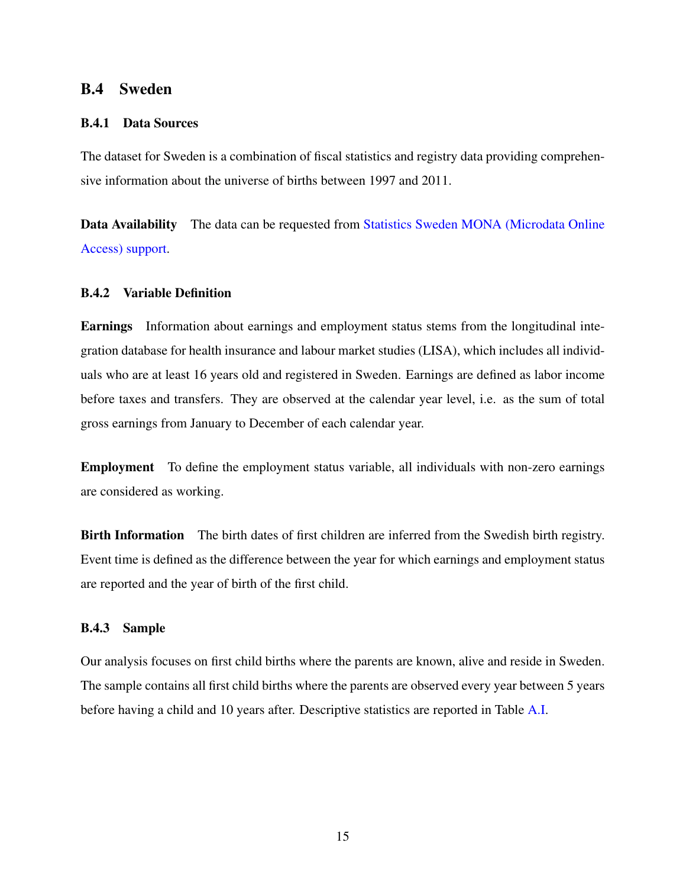## B.4 Sweden

### B.4.1 Data Sources

The dataset for Sweden is a combination of fiscal statistics and registry data providing comprehensive information about the universe of births between 1997 and 2011.

**Data Availability** The data can be requested from Statistics Sweden MONA (Microdata Online Access) support.

### B.4.2 Variable Definition

**Earnings** Information about earnings and employment status stems from the longitudinal integration database for health insurance and labour market studies (LISA), which includes all individuals who are at least 16 years old and registered in Sweden. Earnings are defined as labor income before taxes and transfers. They are observed at the calendar year level, i.e. as the sum of total gross earnings from January to December of each calendar year.

**Employment** To define the employment status variable, all individuals with non-zero earnings are considered as working.

**Birth Information** The birth dates of first children are inferred from the Swedish birth registry. Event time is defined as the difference between the year for which earnings and employment status are reported and the year of birth of the first child.

### B.4.3 Sample

Our analysis focuses on first child births where the parents are known, alive and reside in Sweden. The sample contains all first child births where the parents are observed every year between 5 years before having a child and 10 years after. Descriptive statistics are reported in Table A.I.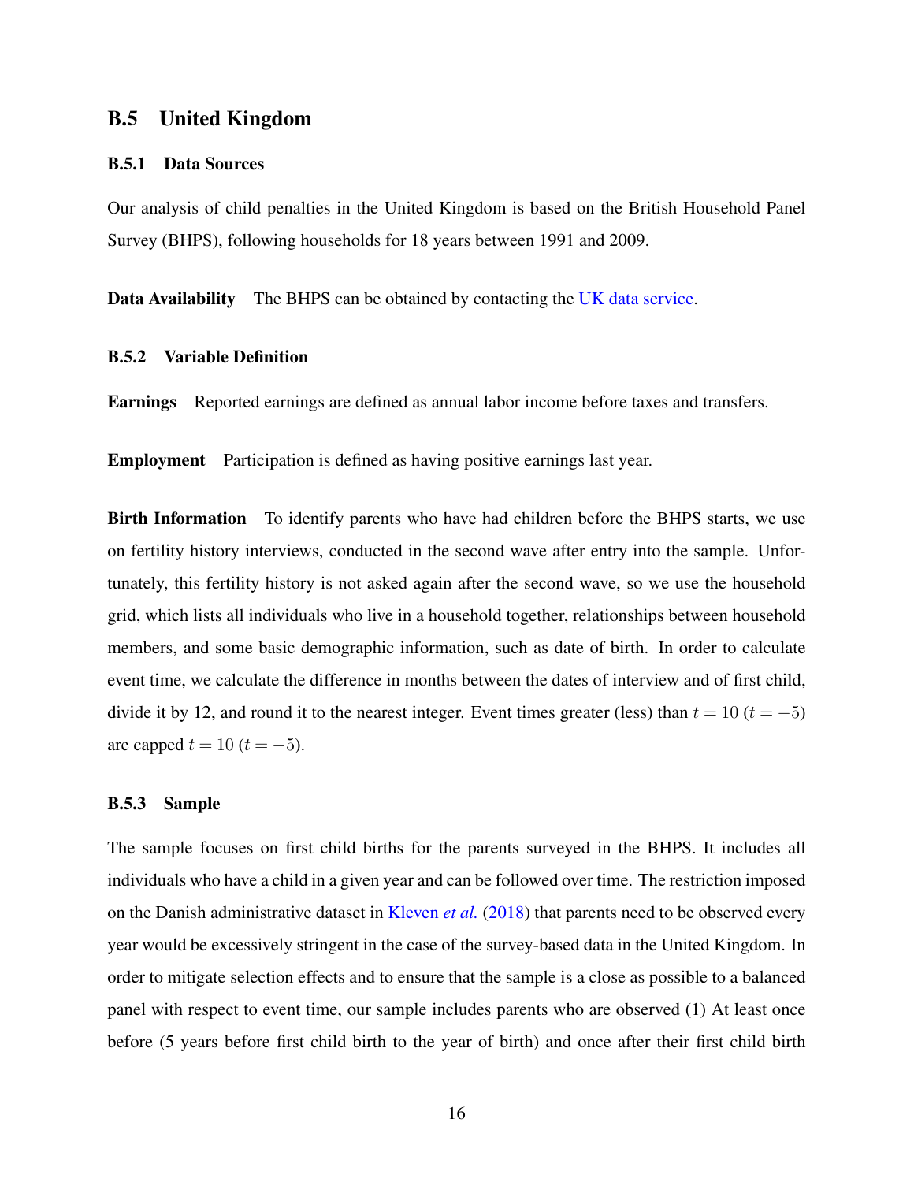## B.5 United Kingdom

### B.5.1 Data Sources

Our analysis of child penalties in the United Kingdom is based on the British Household Panel Survey (BHPS), following households for 18 years between 1991 and 2009.

**Data Availability** The BHPS can be obtained by contacting the UK data service.

### B.5.2 Variable Definition

**Earnings** Reported earnings are defined as annual labor income before taxes and transfers.

**Employment** Participation is defined as having positive earnings last year.

**Birth Information** To identify parents who have had children before the BHPS starts, we use on fertility history interviews, conducted in the second wave after entry into the sample. Unfortunately, this fertility history is not asked again after the second wave, so we use the household grid, which lists all individuals who live in a household together, relationships between household members, and some basic demographic information, such as date of birth. In order to calculate event time, we calculate the difference in months between the dates of interview and of first child, divide it by 12, and round it to the nearest integer. Event times greater (less) than $t = 10$ ($t = -5$) are capped $t = 10$ ($t = -5$).

### B.5.3 Sample

The sample focuses on first child births for the parents surveyed in the BHPS. It includes all individuals who have a child in a given year and can be followed over time. The restriction imposed on the Danish administrative dataset in Kleven *et al.* (2018) that parents need to be observed every year would be excessively stringent in the case of the survey-based data in the United Kingdom. In order to mitigate selection effects and to ensure that the sample is a close as possible to a balanced panel with respect to event time, our sample includes parents who are observed (1) At least once before (5 years before first child birth to the year of birth) and once after their first child birth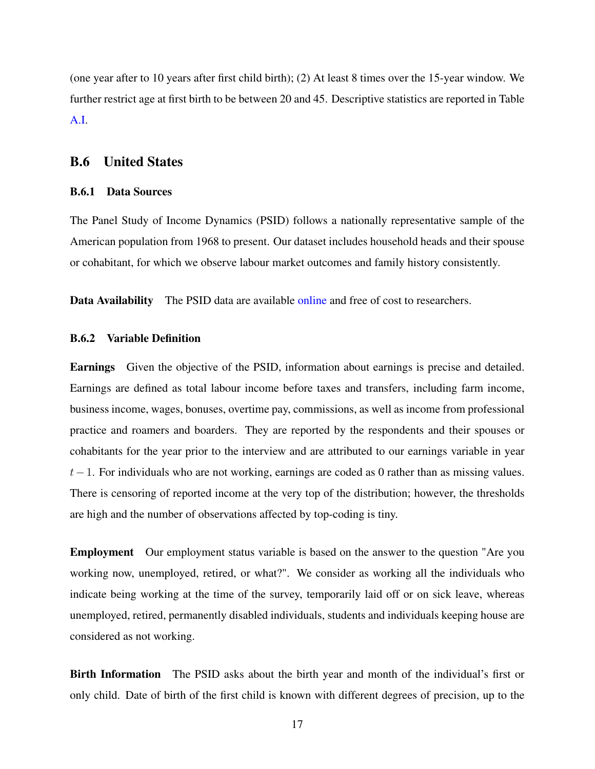(one year after to 10 years after first child birth); (2) At least 8 times over the 15-year window. We further restrict age at first birth to be between 20 and 45. Descriptive statistics are reported in Table A.I.

## B.6 United States

### B.6.1 Data Sources

The Panel Study of Income Dynamics (PSID) follows a nationally representative sample of the American population from 1968 to present. Our dataset includes household heads and their spouse or cohabitant, for which we observe labour market outcomes and family history consistently.

**Data Availability** The PSID data are available online and free of cost to researchers.

### B.6.2 Variable Definition

**Earnings** Given the objective of the PSID, information about earnings is precise and detailed. Earnings are defined as total labour income before taxes and transfers, including farm income, business income, wages, bonuses, overtime pay, commissions, as well as income from professional practice and roamers and boarders. They are reported by the respondents and their spouses or cohabitants for the year prior to the interview and are attributed to our earnings variable in year $t-1$. For individuals who are not working, earnings are coded as 0 rather than as missing values. There is censoring of reported income at the very top of the distribution; however, the thresholds are high and the number of observations affected by top-coding is tiny.

**Employment** Our employment status variable is based on the answer to the question "Are you working now, unemployed, retired, or what?". We consider as working all the individuals who indicate being working at the time of the survey, temporarily laid off or on sick leave, whereas unemployed, retired, permanently disabled individuals, students and individuals keeping house are considered as not working.

**Birth Information** The PSID asks about the birth year and month of the individual's first or only child. Date of birth of the first child is known with different degrees of precision, up to the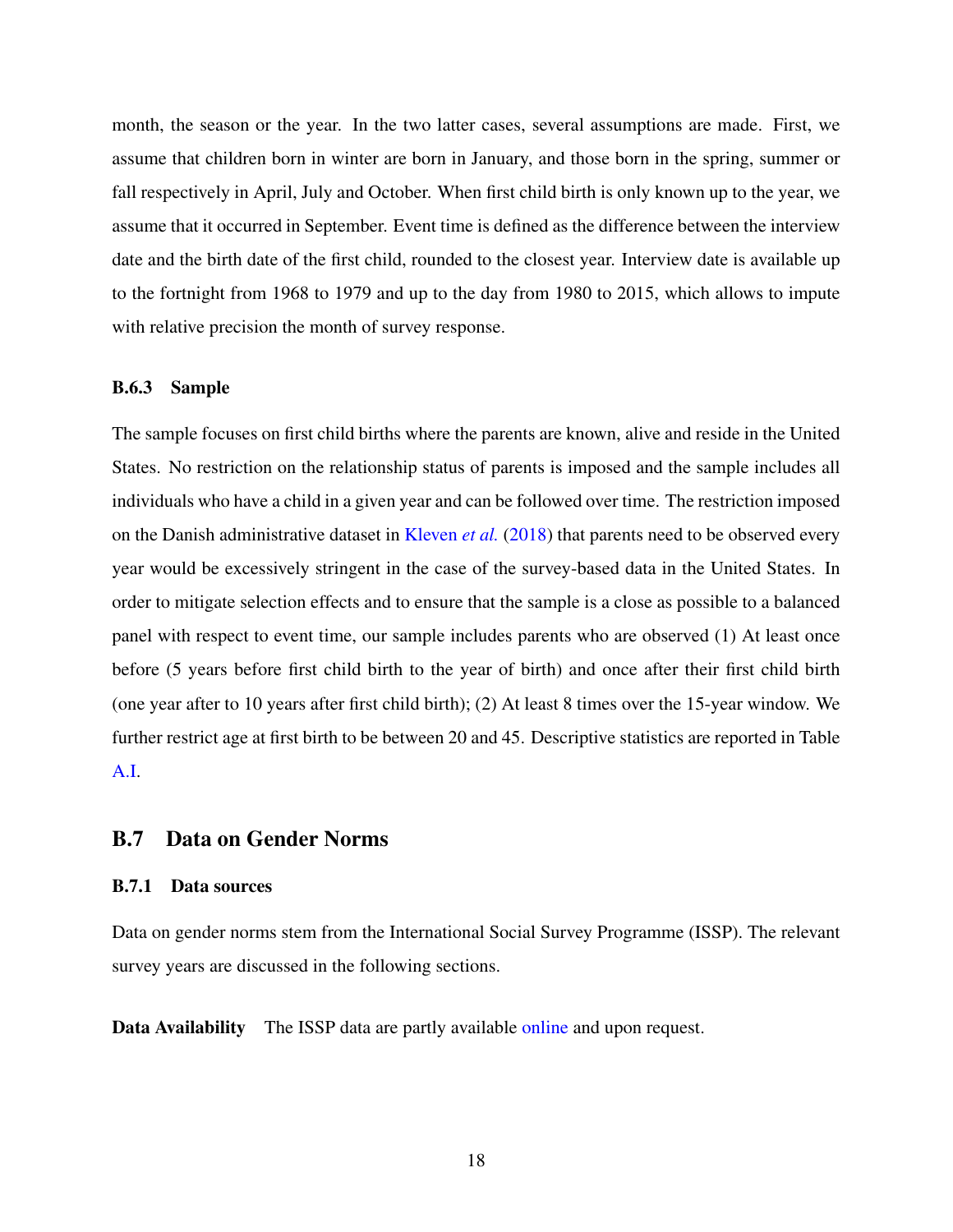month, the season or the year. In the two latter cases, several assumptions are made. First, we assume that children born in winter are born in January, and those born in the spring, summer or fall respectively in April, July and October. When first child birth is only known up to the year, we assume that it occurred in September. Event time is defined as the difference between the interview date and the birth date of the first child, rounded to the closest year. Interview date is available up to the fortnight from 1968 to 1979 and up to the day from 1980 to 2015, which allows to impute with relative precision the month of survey response.

### B.6.3 Sample

The sample focuses on first child births where the parents are known, alive and reside in the United States. No restriction on the relationship status of parents is imposed and the sample includes all individuals who have a child in a given year and can be followed over time. The restriction imposed on the Danish administrative dataset in Kleven *et al.* (2018) that parents need to be observed every year would be excessively stringent in the case of the survey-based data in the United States. In order to mitigate selection effects and to ensure that the sample is a close as possible to a balanced panel with respect to event time, our sample includes parents who are observed (1) At least once before (5 years before first child birth to the year of birth) and once after their first child birth (one year after to 10 years after first child birth); (2) At least 8 times over the 15-year window. We further restrict age at first birth to be between 20 and 45. Descriptive statistics are reported in Table A.I.

## B.7 Data on Gender Norms

### B.7.1 Data sources

Data on gender norms stem from the International Social Survey Programme (ISSP). The relevant survey years are discussed in the following sections.

**Data Availability** The ISSP data are partly available online and upon request.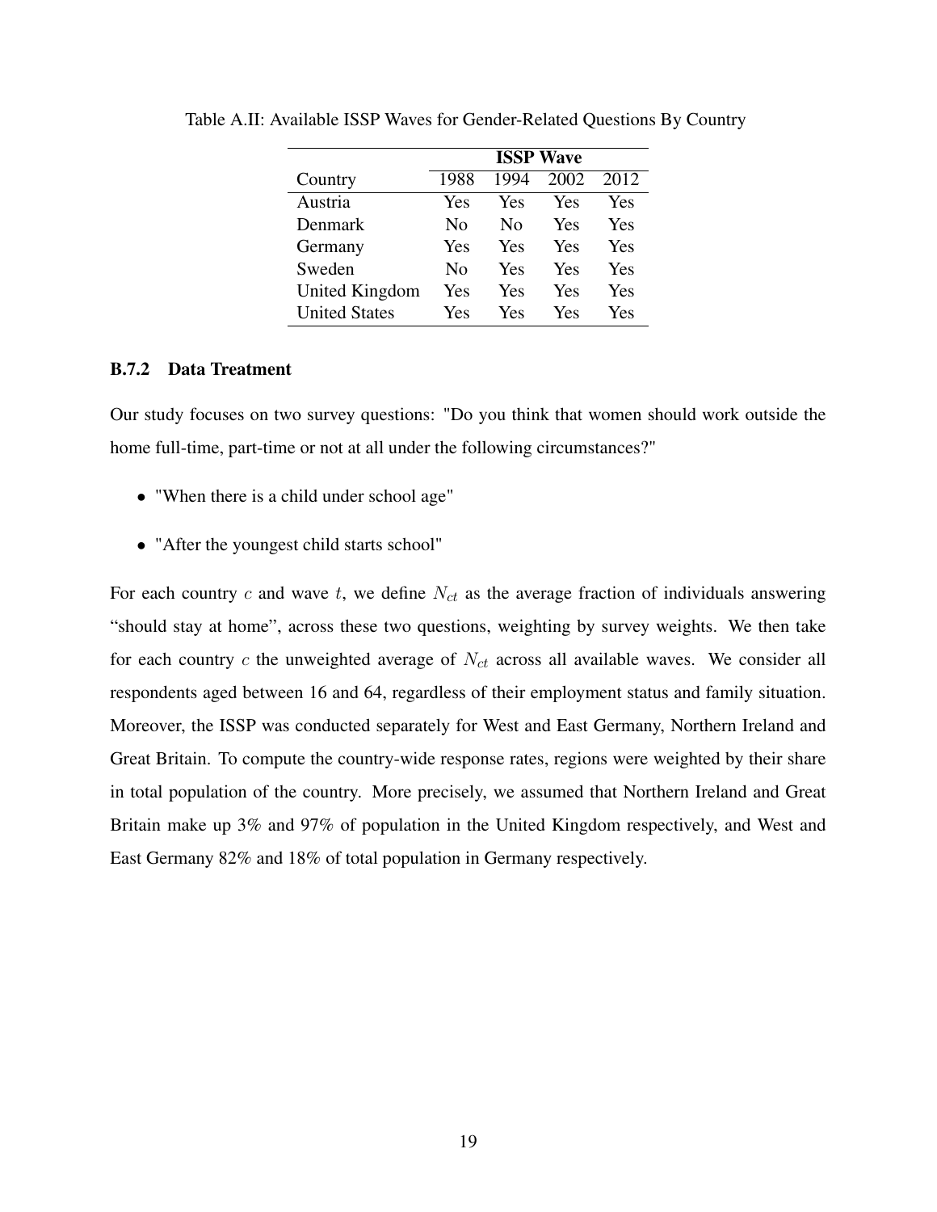Table A.II: Available ISSP Waves for Gender-Related Questions By Country

| | ISSP Wave | | | |
|---|---|---|---|---|
| Country | 1988 | 1994 | 2002 | 2012 |
| Austria | Yes | Yes | Yes | Yes |
| Denmark | No | No | Yes | Yes |
| Germany | Yes | Yes | Yes | Yes |
| Sweden | No | Yes | Yes | Yes |
| United Kingdom | Yes | Yes | Yes | Yes |
| United States | Yes | Yes | Yes | Yes |

### B.7.2 Data Treatment

Our study focuses on two survey questions: "Do you think that women should work outside the home full-time, part-time or not at all under the following circumstances?"

- "When there is a child under school age"
- "After the youngest child starts school"

For each country $c$ and wave $t$, we define $N_{ct}$ as the average fraction of individuals answering "should stay at home", across these two questions, weighting by survey weights. We then take for each country $c$ the unweighted average of $N_{ct}$ across all available waves. We consider all respondents aged between 16 and 64, regardless of their employment status and family situation. Moreover, the ISSP was conducted separately for West and East Germany, Northern Ireland and Great Britain. To compute the country-wide response rates, regions were weighted by their share in total population of the country. More precisely, we assumed that Northern Ireland and Great Britain make up 3% and 97% of population in the United Kingdom respectively, and West and East Germany 82% and 18% of total population in Germany respectively.